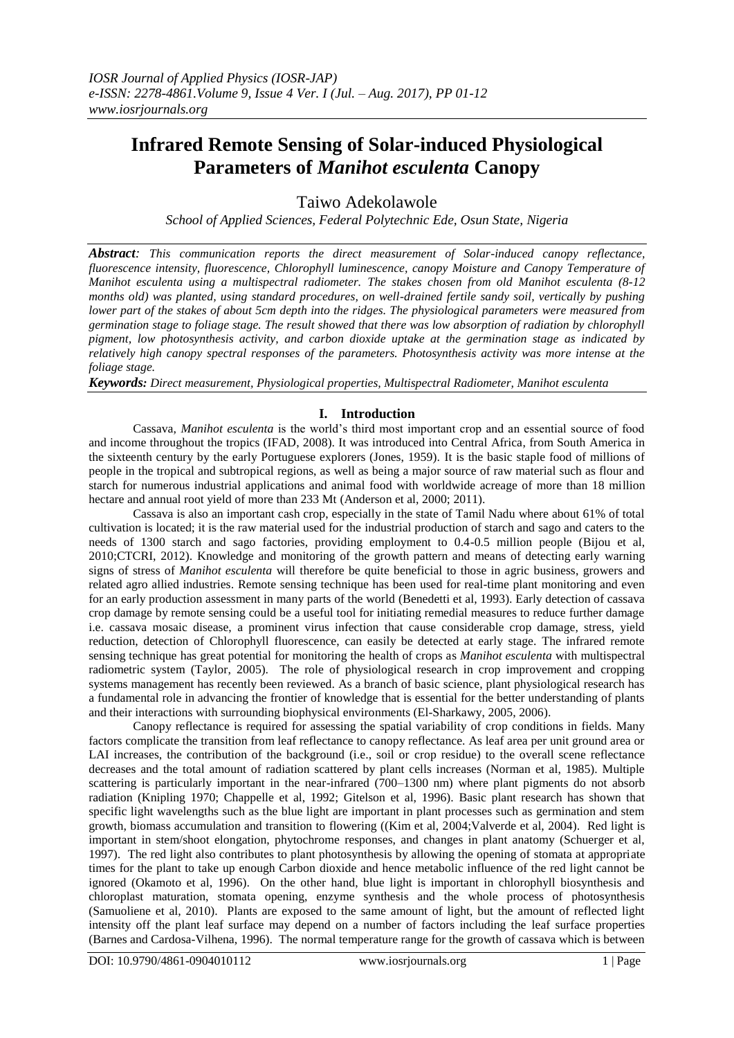# Infrared Remote Sensing of Solar-induced Physiological Parameters of *Manihot esculenta* Canopy

Taiwo Adekolawole

*School of Applied Sciences, Federal Polytechnic Ede, Osun State, Nigeria*

***Abstract****: This communication reports the direct measurement of Solar-induced canopy reflectance, fluorescence intensity, fluorescence, Chlorophyll luminescence, canopy Moisture and Canopy Temperature of Manihot esculenta using a multispectral radiometer. The stakes chosen from old Manihot esculenta (8-12 months old) was planted, using standard procedures, on well-drained fertile sandy soil, vertically by pushing lower part of the stakes of about 5cm depth into the ridges. The physiological parameters were measured from germination stage to foliage stage. The result showed that there was low absorption of radiation by chlorophyll pigment, low photosynthesis activity, and carbon dioxide uptake at the germination stage as indicated by relatively high canopy spectral responses of the parameters. Photosynthesis activity was more intense at the foliage stage.*

***Keywords****: Direct measurement, Physiological properties, Multispectral Radiometer, Manihot esculenta*

## I. Introduction

Cassava, *Manihot esculenta* is the world's third most important crop and an essential source of food and income throughout the tropics (IFAD, 2008). It was introduced into Central Africa, from South America in the sixteenth century by the early Portuguese explorers (Jones, 1959). It is the basic staple food of millions of people in the tropical and subtropical regions, as well as being a major source of raw material such as flour and starch for numerous industrial applications and animal food with worldwide acreage of more than 18 million hectare and annual root yield of more than 233 Mt (Anderson et al, 2000; 2011).

Cassava is also an important cash crop, especially in the state of Tamil Nadu where about 61% of total cultivation is located; it is the raw material used for the industrial production of starch and sago and caters to the needs of 1300 starch and sago factories, providing employment to 0.4-0.5 million people (Bijou et al, 2010;CTCRI, 2012). Knowledge and monitoring of the growth pattern and means of detecting early warning signs of stress of *Manihot esculenta* will therefore be quite beneficial to those in agric business, growers and related agro allied industries. Remote sensing technique has been used for real-time plant monitoring and even for an early production assessment in many parts of the world (Benedetti et al, 1993). Early detection of cassava crop damage by remote sensing could be a useful tool for initiating remedial measures to reduce further damage i.e. cassava mosaic disease, a prominent virus infection that cause considerable crop damage, stress, yield reduction, detection of Chlorophyll fluorescence, can easily be detected at early stage. The infrared remote sensing technique has great potential for monitoring the health of crops as *Manihot esculenta* with multispectral radiometric system (Taylor, 2005). The role of physiological research in crop improvement and cropping systems management has recently been reviewed. As a branch of basic science, plant physiological research has a fundamental role in advancing the frontier of knowledge that is essential for the better understanding of plants and their interactions with surrounding biophysical environments (El-Sharkawy, 2005, 2006).

Canopy reflectance is required for assessing the spatial variability of crop conditions in fields. Many factors complicate the transition from leaf reflectance to canopy reflectance. As leaf area per unit ground area or LAI increases, the contribution of the background (i.e., soil or crop residue) to the overall scene reflectance decreases and the total amount of radiation scattered by plant cells increases (Norman et al, 1985). Multiple scattering is particularly important in the near-infrared (700–1300 nm) where plant pigments do not absorb radiation (Knipling 1970; Chappelle et al, 1992; Gitelson et al, 1996). Basic plant research has shown that specific light wavelengths such as the blue light are important in plant processes such as germination and stem growth, biomass accumulation and transition to flowering ((Kim et al, 2004;Valverde et al, 2004). Red light is important in stem/shoot elongation, phytochrome responses, and changes in plant anatomy (Schuerger et al, 1997). The red light also contributes to plant photosynthesis by allowing the opening of stomata at appropriate times for the plant to take up enough Carbon dioxide and hence metabolic influence of the red light cannot be ignored (Okamoto et al, 1996). On the other hand, blue light is important in chlorophyll biosynthesis and chloroplast maturation, stomata opening, enzyme synthesis and the whole process of photosynthesis (Samuoliene et al, 2010). Plants are exposed to the same amount of light, but the amount of reflected light intensity off the plant leaf surface may depend on a number of factors including the leaf surface properties (Barnes and Cardosa-Vilhena, 1996). The normal temperature range for the growth of cassava which is between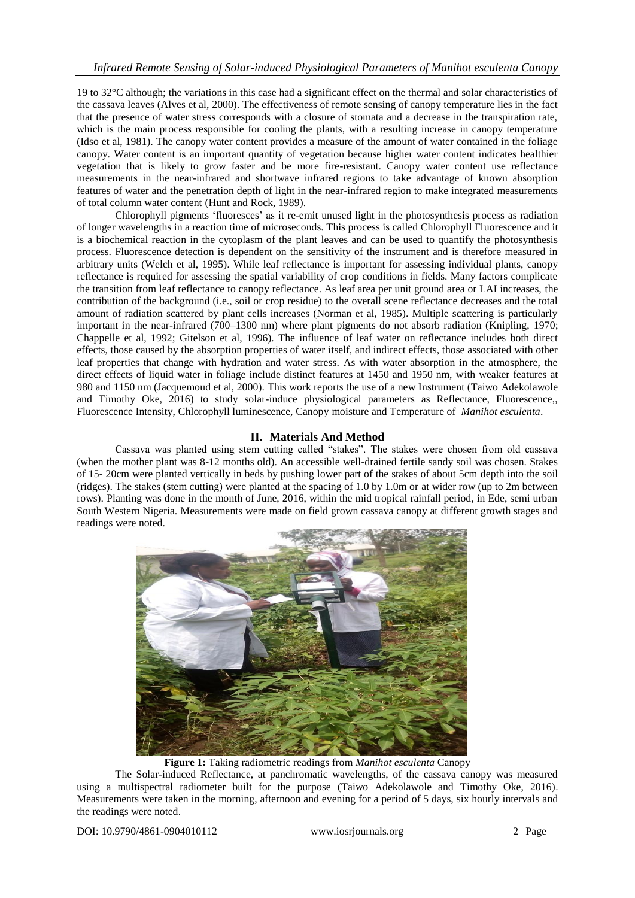19 to 32°C although; the variations in this case had a significant effect on the thermal and solar characteristics of the cassava leaves (Alves et al, 2000). The effectiveness of remote sensing of canopy temperature lies in the fact that the presence of water stress corresponds with a closure of stomata and a decrease in the transpiration rate, which is the main process responsible for cooling the plants, with a resulting increase in canopy temperature (Idso et al, 1981). The canopy water content provides a measure of the amount of water contained in the foliage canopy. Water content is an important quantity of vegetation because higher water content indicates healthier vegetation that is likely to grow faster and be more fire-resistant. Canopy water content use reflectance measurements in the near-infrared and shortwave infrared regions to take advantage of known absorption features of water and the penetration depth of light in the near-infrared region to make integrated measurements of total column water content (Hunt and Rock, 1989).

Chlorophyll pigments 'fluoresces' as it re-emit unused light in the photosynthesis process as radiation of longer wavelengths in a reaction time of microseconds. This process is called Chlorophyll Fluorescence and it is a biochemical reaction in the cytoplasm of the plant leaves and can be used to quantify the photosynthesis process. Fluorescence detection is dependent on the sensitivity of the instrument and is therefore measured in arbitrary units (Welch et al, 1995). While leaf reflectance is important for assessing individual plants, canopy reflectance is required for assessing the spatial variability of crop conditions in fields. Many factors complicate the transition from leaf reflectance to canopy reflectance. As leaf area per unit ground area or LAI increases, the contribution of the background (i.e., soil or crop residue) to the overall scene reflectance decreases and the total amount of radiation scattered by plant cells increases (Norman et al, 1985). Multiple scattering is particularly important in the near-infrared (700–1300 nm) where plant pigments do not absorb radiation (Knipling, 1970; Chappelle et al, 1992; Gitelson et al, 1996). The influence of leaf water on reflectance includes both direct effects, those caused by the absorption properties of water itself, and indirect effects, those associated with other leaf properties that change with hydration and water stress. As with water absorption in the atmosphere, the direct effects of liquid water in foliage include distinct features at 1450 and 1950 nm, with weaker features at 980 and 1150 nm (Jacquemoud et al, 2000). This work reports the use of a new Instrument (Taiwo Adekolawole and Timothy Oke, 2016) to study solar-induce physiological parameters as Reflectance, Fluorescence,, Fluorescence Intensity, Chlorophyll luminescence, Canopy moisture and Temperature of *Manihot esculenta*.

## II. Materials And Method

Cassava was planted using stem cutting called "stakes". The stakes were chosen from old cassava (when the mother plant was 8-12 months old). An accessible well-drained fertile sandy soil was chosen. Stakes of 15- 20cm were planted vertically in beds by pushing lower part of the stakes of about 5cm depth into the soil (ridges). The stakes (stem cutting) were planted at the spacing of 1.0 by 1.0m or at wider row (up to 2m between rows). Planting was done in the month of June, 2016, within the mid tropical rainfall period, in Ede, semi urban South Western Nigeria. Measurements were made on field grown cassava canopy at different growth stages and readings were noted.

**Figure 1:** Taking radiometric readings from *Manihot esculenta* Canopy

The Solar-induced Reflectance, at panchromatic wavelengths, of the cassava canopy was measured using a multispectral radiometer built for the purpose (Taiwo Adekolawole and Timothy Oke, 2016). Measurements were taken in the morning, afternoon and evening for a period of 5 days, six hourly intervals and the readings were noted.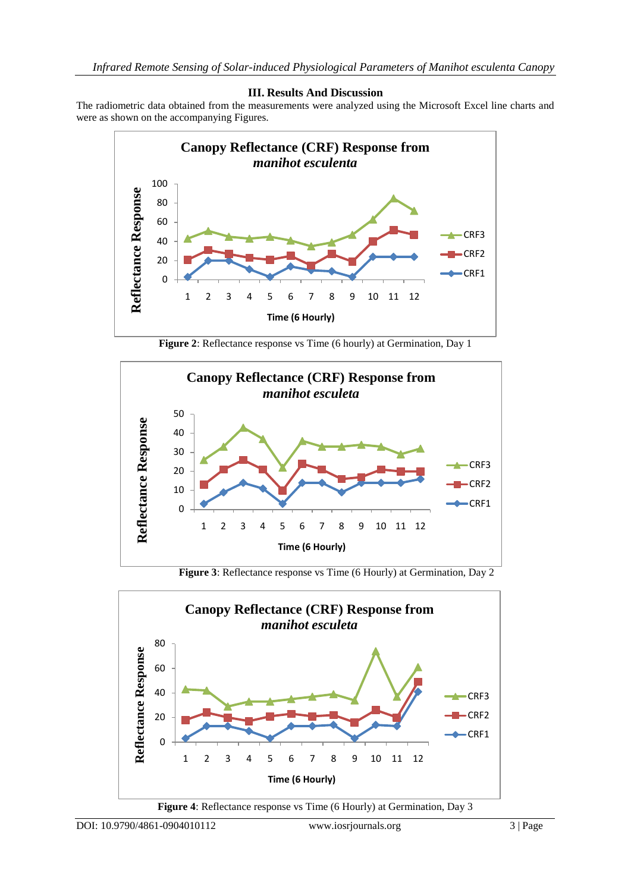## III. Results And Discussion

The radiometric data obtained from the measurements were analyzed using the Microsoft Excel line charts and were as shown on the accompanying Figures.

**Figure 2**: Reflectance response vs Time (6 hourly) at Germination, Day 1

**Figure 3**: Reflectance response vs Time (6 Hourly) at Germination, Day 2

**Figure 4**: Reflectance response vs Time (6 Hourly) at Germination, Day 3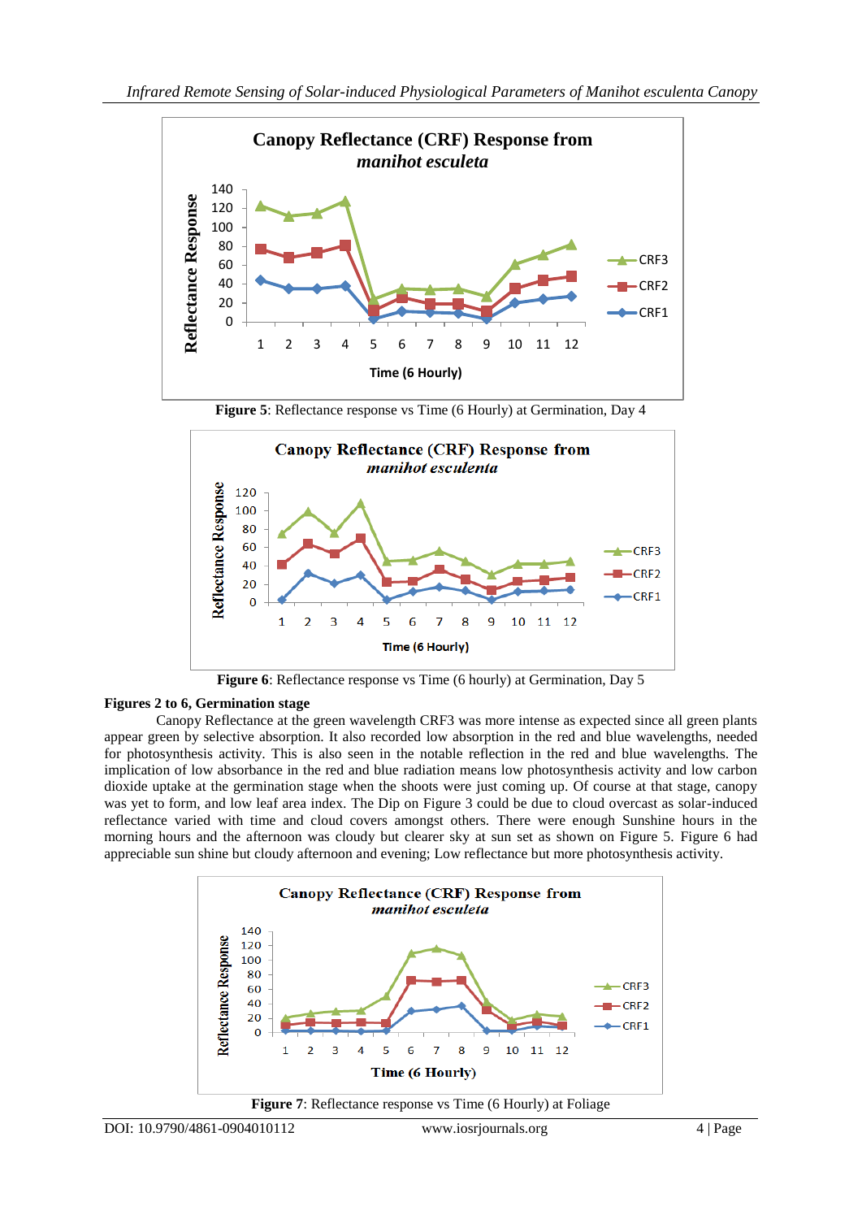**Figure 5**: Reflectance response vs Time (6 Hourly) at Germination, Day 4

**Figure 6**: Reflectance response vs Time (6 hourly) at Germination, Day 5

**Figures 2 to 6, Germination stage**

Canopy Reflectance at the green wavelength CRF3 was more intense as expected since all green plants appear green by selective absorption. It also recorded low absorption in the red and blue wavelengths, needed for photosynthesis activity. This is also seen in the notable reflection in the red and blue wavelengths. The implication of low absorbance in the red and blue radiation means low photosynthesis activity and low carbon dioxide uptake at the germination stage when the shoots were just coming up. Of course at that stage, canopy was yet to form, and low leaf area index. The Dip on Figure 3 could be due to cloud overcast as solar-induced reflectance varied with time and cloud covers amongst others. There were enough Sunshine hours in the morning hours and the afternoon was cloudy but clearer sky at sun set as shown on Figure 5. Figure 6 had appreciable sun shine but cloudy afternoon and evening; Low reflectance but more photosynthesis activity.

**Figure 7**: Reflectance response vs Time (6 Hourly) at Foliage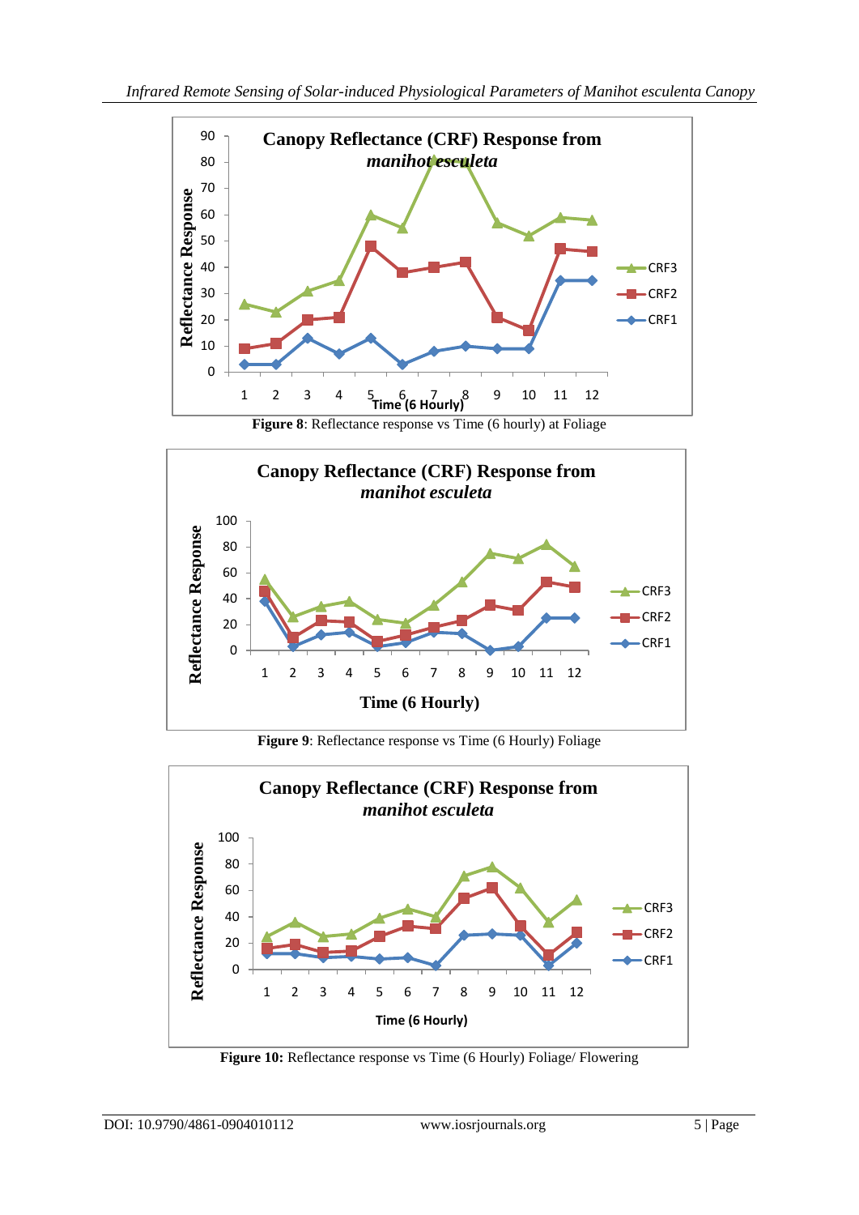**Figure 8**: Reflectance response vs Time (6 hourly) at Foliage

**Figure 9**: Reflectance response vs Time (6 Hourly) Foliage

**Figure 10:** Reflectance response vs Time (6 Hourly) Foliage/ Flowering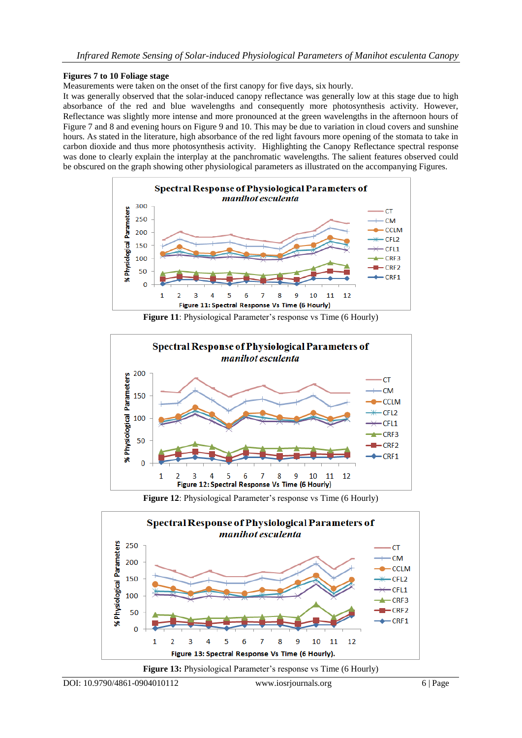**Figures 7 to 10 Foliage stage**

Measurements were taken on the onset of the first canopy for five days, six hourly.

It was generally observed that the solar-induced canopy reflectance was generally low at this stage due to high absorbance of the red and blue wavelengths and consequently more photosynthesis activity. However, Reflectance was slightly more intense and more pronounced at the green wavelengths in the afternoon hours of Figure 7 and 8 and evening hours on Figure 9 and 10. This may be due to variation in cloud covers and sunshine hours. As stated in the literature, high absorbance of the red light favours more opening of the stomata to take in carbon dioxide and thus more photosynthesis activity. Highlighting the Canopy Reflectance spectral response was done to clearly explain the interplay at the panchromatic wavelengths. The salient features observed could be obscured on the graph showing other physiological parameters as illustrated on the accompanying Figures.

**Figure 11**: Physiological Parameter's response vs Time (6 Hourly)

**Figure 12**: Physiological Parameter's response vs Time (6 Hourly)

**Figure 13:** Physiological Parameter's response vs Time (6 Hourly)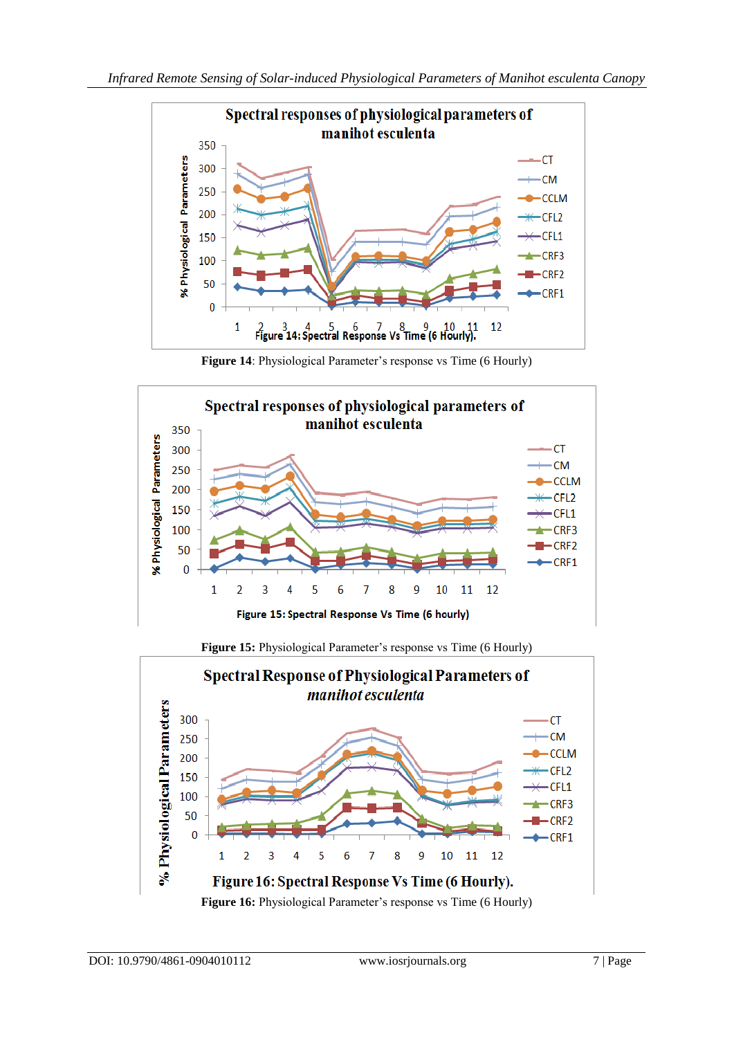Figure 14: Physiological Parameter's response vs Time (6 Hourly)

Figure 15: Physiological Parameter's response vs Time (6 Hourly)

Figure 16: Physiological Parameter's response vs Time (6 Hourly)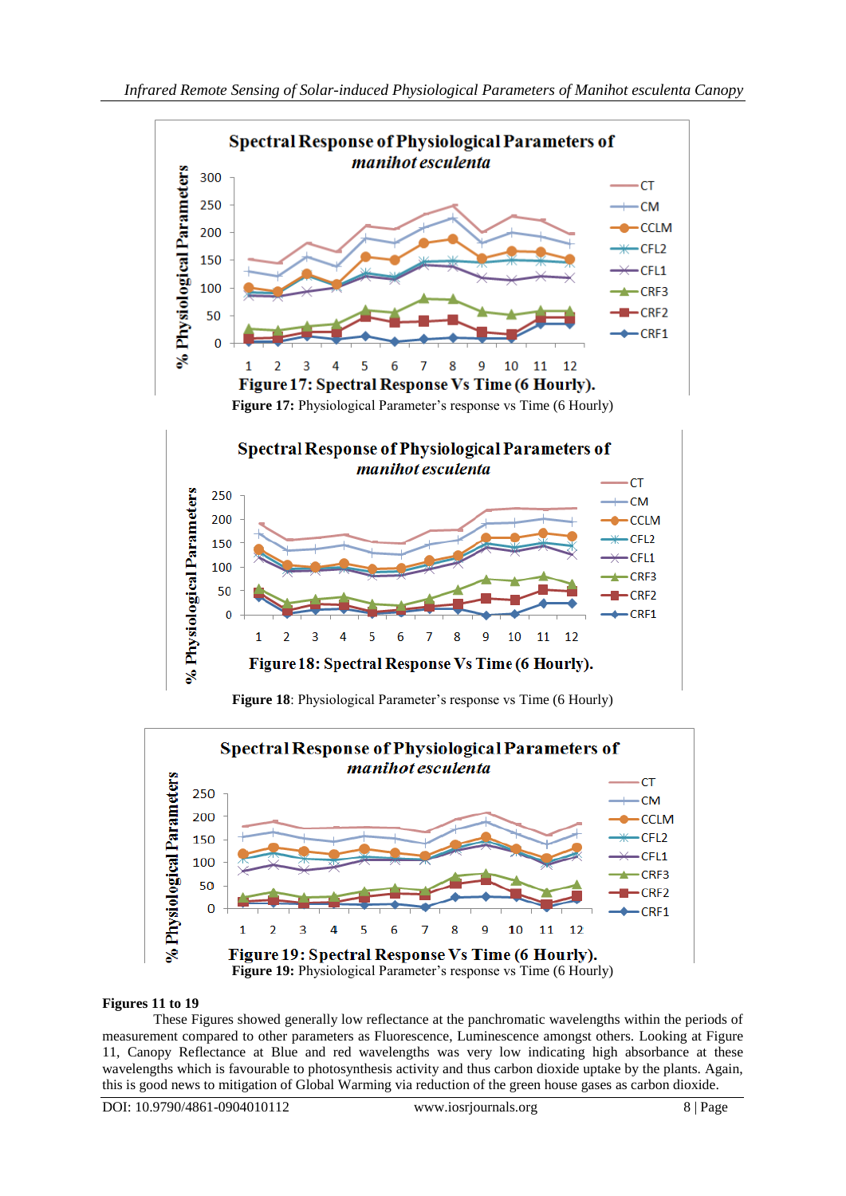**Figure 17:** Physiological Parameter's response vs Time (6 Hourly)

**Figure 18**: Physiological Parameter's response vs Time (6 Hourly)

**Figure 19:** Physiological Parameter's response vs Time (6 Hourly)

**Figures 11 to 19**

These Figures showed generally low reflectance at the panchromatic wavelengths within the periods of measurement compared to other parameters as Fluorescence, Luminescence amongst others. Looking at Figure 11, Canopy Reflectance at Blue and red wavelengths was very low indicating high absorbance at these wavelengths which is favourable to photosynthesis activity and thus carbon dioxide uptake by the plants. Again, this is good news to mitigation of Global Warming via reduction of the green house gases as carbon dioxide.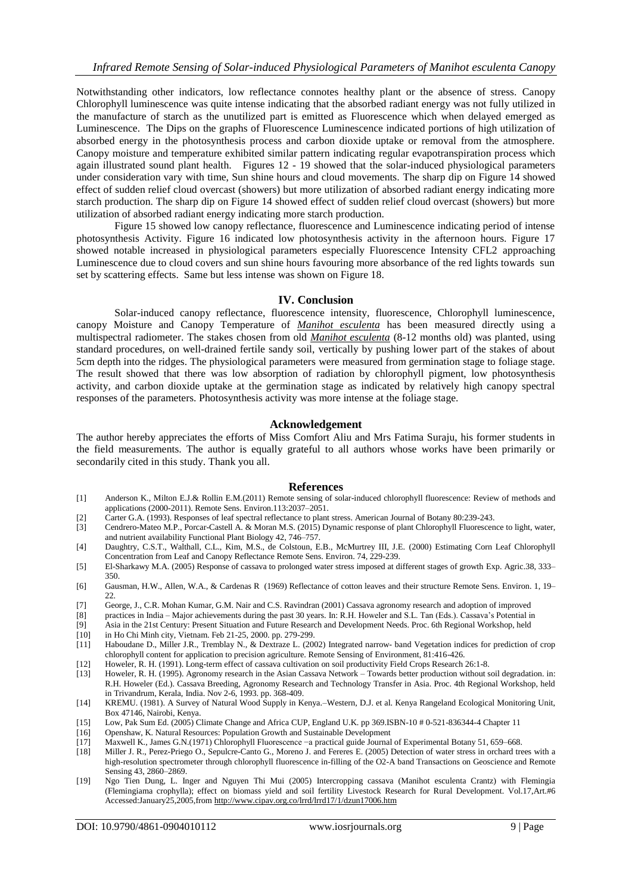Notwithstanding other indicators, low reflectance connotes healthy plant or the absence of stress. Canopy Chlorophyll luminescence was quite intense indicating that the absorbed radiant energy was not fully utilized in the manufacture of starch as the unutilized part is emitted as Fluorescence which when delayed emerged as Luminescence. The Dips on the graphs of Fluorescence Luminescence indicated portions of high utilization of absorbed energy in the photosynthesis process and carbon dioxide uptake or removal from the atmosphere. Canopy moisture and temperature exhibited similar pattern indicating regular evapotranspiration process which again illustrated sound plant health. Figures 12 - 19 showed that the solar-induced physiological parameters under consideration vary with time, Sun shine hours and cloud movements. The sharp dip on Figure 14 showed effect of sudden relief cloud overcast (showers) but more utilization of absorbed radiant energy indicating more starch production. The sharp dip on Figure 14 showed effect of sudden relief cloud overcast (showers) but more utilization of absorbed radiant energy indicating more starch production.

Figure 15 showed low canopy reflectance, fluorescence and Luminescence indicating period of intense photosynthesis Activity. Figure 16 indicated low photosynthesis activity in the afternoon hours. Figure 17 showed notable increased in physiological parameters especially Fluorescence Intensity CFL2 approaching Luminescence due to cloud covers and sun shine hours favouring more absorbance of the red lights towards sun set by scattering effects. Same but less intense was shown on Figure 18.

## IV. Conclusion

Solar-induced canopy reflectance, fluorescence intensity, fluorescence, Chlorophyll luminescence, canopy Moisture and Canopy Temperature of ***Manihot esculenta*** has been measured directly using a multispectral radiometer. The stakes chosen from old ***Manihot esculenta*** (8-12 months old) was planted, using standard procedures, on well-drained fertile sandy soil, vertically by pushing lower part of the stakes of about 5cm depth into the ridges. The physiological parameters were measured from germination stage to foliage stage. The result showed that there was low absorption of radiation by chlorophyll pigment, low photosynthesis activity, and carbon dioxide uptake at the germination stage as indicated by relatively high canopy spectral responses of the parameters. Photosynthesis activity was more intense at the foliage stage.

## Acknowledgement

The author hereby appreciates the efforts of Miss Comfort Aliu and Mrs Fatima Suraju, his former students in the field measurements. The author is equally grateful to all authors whose works have been primarily or secondarily cited in this study. Thank you all.

## References

[1] Anderson K., Milton E.J.& Rollin E.M.(2011) Remote sensing of solar-induced chlorophyll fluorescence: Review of methods and applications (2000-2011). Remote Sens. Environ.113:2037–2051.

[2] Carter G.A. (1993). Responses of leaf spectral reflectance to plant stress. American Journal of Botany 80:239-243.

[3] Cendrero-Mateo M.P., Porcar-Castell A. & Moran M.S. (2015) Dynamic response of plant Chlorophyll Fluorescence to light, water, and nutrient availability Functional Plant Biology 42, 746–757.

[4] Daughtry, C.S.T., Walthall, C.L., Kim, M.S., de Colstoun, E.B., McMurtrey III, J.E. (2000) Estimating Corn Leaf Chlorophyll Concentration from Leaf and Canopy Reflectance Remote Sens. Environ. 74, 229-239.

[5] El-Sharkawy M.A. (2005) Response of cassava to prolonged water stress imposed at different stages of growth Exp. Agric.38, 333–350.

[6] Gausman, H.W., Allen, W.A., & Cardenas R (1969) Reflectance of cotton leaves and their structure Remote Sens. Environ. 1, 19–22.

[7] George, J., C.R. Mohan Kumar, G.M. Nair and C.S. Ravindran (2001) Cassava agronomy research and adoption of improved

[8] practices in India – Major achievements during the past 30 years. In: R.H. Howeler and S.L. Tan (Eds.). Cassava's Potential in

[9] Asia in the 21st Century: Present Situation and Future Research and Development Needs. Proc. 6th Regional Workshop, held

[10] in Ho Chi Minh city, Vietnam. Feb 21-25, 2000. pp. 279-299.

[11] Haboudane D., Miller J.R., Tremblay N., & Dextraze L. (2002) Integrated narrow- band Vegetation indices for prediction of crop chlorophyll content for application to precision agriculture. Remote Sensing of Environment, 81:416-426.

[12] Howeler, R. H. (1991). Long-term effect of cassava cultivation on soil productivity Field Crops Research 26:1-8.

[13] Howeler, R. H. (1995). Agronomy research in the Asian Cassava Network – Towards better production without soil degradation. in: R.H. Howeler (Ed.). Cassava Breeding, Agronomy Research and Technology Transfer in Asia. Proc. 4th Regional Workshop, held in Trivandrum, Kerala, India. Nov 2-6, 1993. pp. 368-409.

[14] KREMU. (1981). A Survey of Natural Wood Supply in Kenya.–Western, D.J. et al. Kenya Rangeland Ecological Monitoring Unit, Box 47146, Nairobi, Kenya.

[15] Low, Pak Sum Ed. (2005) Climate Change and Africa CUP, England U.K. pp 369.ISBN-10 # 0-521-836344-4 Chapter 11

[16] Openshaw, K. Natural Resources: Population Growth and Sustainable Development

[17] Maxwell K., James G.N.(1971) Chlorophyll Fluorescence −a practical guide Journal of Experimental Botany 51, 659–668.

[18] Miller J. R., Perez-Priego O., Sepulcre-Canto G., Moreno J. and Fereres E. (2005) Detection of water stress in orchard trees with a high-resolution spectrometer through chlorophyll fluorescence in-filling of the O2-A band Transactions on Geoscience and Remote Sensing 43, 2860–2869.

[19] Ngo Tien Dung, L. Inger and Nguyen Thi Mui (2005) Intercropping cassava (Manihot esculenta Crantz) with Flemingia (Flemingiama crophylla); effect on biomass yield and soil fertility Livestock Research for Rural Development. Vol.17,Art.#6 Accessed:January25,2005,from http://www.cipav.org.co/lrrd/lrrd17/1/dzun17006.htm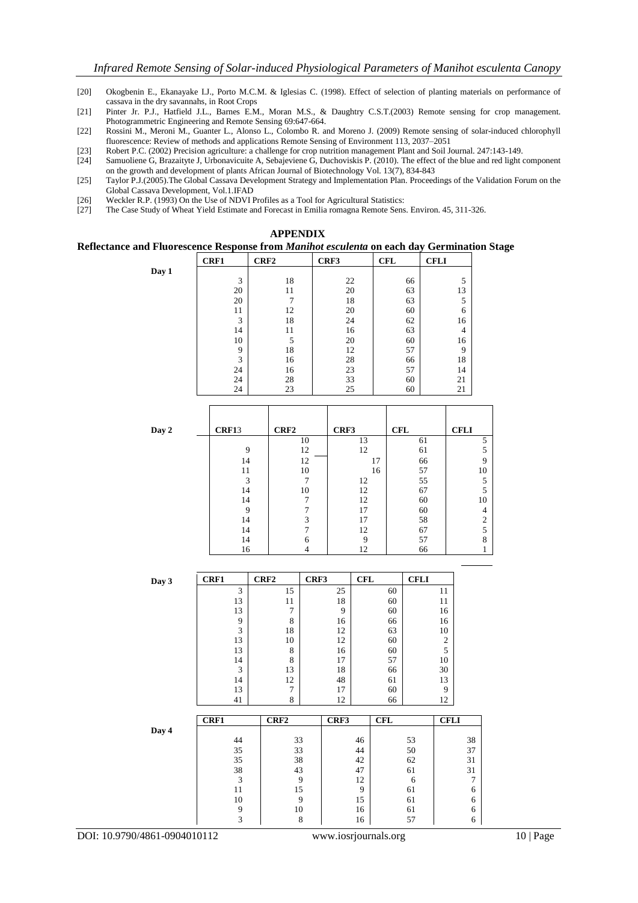[20] Okogbenin E., Ekanayake I.J., Porto M.C.M. & Iglesias C. (1998). Effect of selection of planting materials on performance of cassava in the dry savannahs, in Root Crops

[21] Pinter Jr. P.J., Hatfield J.L., Barnes E.M., Moran M.S., & Daughtry C.S.T.(2003) Remote sensing for crop management. Photogrammetric Engineering and Remote Sensing 69:647-664.

[22] Rossini M., Meroni M., Guanter L., Alonso L., Colombo R. and Moreno J. (2009) Remote sensing of solar-induced chlorophyll fluorescence: Review of methods and applications Remote Sensing of Environment 113, 2037–2051

[23] Robert P.C. (2002) Precision agriculture: a challenge for crop nutrition management Plant and Soil Journal. 247:143-149.

[24] Samuoliene G, Brazaityte J, Urbonavicuite A, Sebajeviene G, Duchoviskis P. (2010). The effect of the blue and red light component on the growth and development of plants African Journal of Biotechnology Vol. 13(7), 834-843

[25] Taylor P.J.(2005).The Global Cassava Development Strategy and Implementation Plan. Proceedings of the Validation Forum on the Global Cassava Development, Vol.1.IFAD

[26] Weckler R.P. (1993) On the Use of NDVI Profiles as a Tool for Agricultural Statistics:

[27] The Case Study of Wheat Yield Estimate and Forecast in Emilia romagna Remote Sens. Environ. 45, 311-326.

# APPENDIX

## Reflectance and Fluorescence Response from *Manihot esculenta* on each day Germination Stage

**Day 1**

| CRF1 | CRF2 | CRF3 | CFL | CFLI |
|---|---|---|---|---|
| 3 | 18 | 22 | 66 | 5 |
| 20 | 11 | 20 | 63 | 13 |
| 20 | 7 | 18 | 63 | 5 |
| 11 | 12 | 20 | 60 | 6 |
| 3 | 18 | 24 | 62 | 16 |
| 14 | 11 | 16 | 63 | 4 |
| 10 | 5 | 20 | 60 | 16 |
| 9 | 18 | 12 | 57 | 9 |
| 3 | 16 | 28 | 66 | 18 |
| 24 | 16 | 23 | 57 | 14 |
| 24 | 28 | 33 | 60 | 21 |
| 24 | 23 | 25 | 60 | 21 |

**Day 2**

| CRF13 | CRF2 | CRF3 | CFL | CFLI |
|---|---|---|---|---|
| | 10 | 13 | 61 | 5 |
| 9 | 12 | 12 | 61 | 5 |
| 14 | 12 | 17 | 66 | 9 |
| 11 | 10 | 16 | 57 | 10 |
| 3 | 7 | 12 | 55 | 5 |
| 14 | 10 | 12 | 67 | 5 |
| 14 | 7 | 12 | 60 | 10 |
| 9 | 7 | 17 | 60 | 4 |
| 14 | 3 | 17 | 58 | 2 |
| 14 | 7 | 12 | 67 | 5 |
| 14 | 6 | 9 | 57 | 8 |
| 16 | 4 | 12 | 66 | 1 |

**Day 3**

| CRF1 | CRF2 | CRF3 | CFL | CFLI |
|---|---|---|---|---|
| 3 | 15 | 25 | 60 | 11 |
| 13 | 11 | 18 | 60 | 11 |
| 13 | 7 | 9 | 60 | 16 |
| 9 | 8 | 16 | 66 | 16 |
| 3 | 18 | 12 | 63 | 10 |
| 13 | 10 | 12 | 60 | 2 |
| 13 | 8 | 16 | 60 | 5 |
| 14 | 8 | 17 | 57 | 10 |
| 3 | 13 | 18 | 66 | 30 |
| 14 | 12 | 48 | 61 | 13 |
| 13 | 7 | 17 | 60 | 9 |
| 41 | 8 | 12 | 66 | 12 |

**Day 4**

| CRF1 | CRF2 | CRF3 | CFL | CFLI |
|---|---|---|---|---|
| 44 | 33 | 46 | 53 | 38 |
| 35 | 33 | 44 | 50 | 37 |
| 35 | 38 | 42 | 62 | 31 |
| 38 | 43 | 47 | 61 | 31 |
| 3 | 9 | 12 | 6 | 7 |
| 11 | 15 | 9 | 61 | 6 |
| 10 | 9 | 15 | 61 | 6 |
| 9 | 10 | 16 | 61 | 6 |
| 3 | 8 | 16 | 57 | 6 |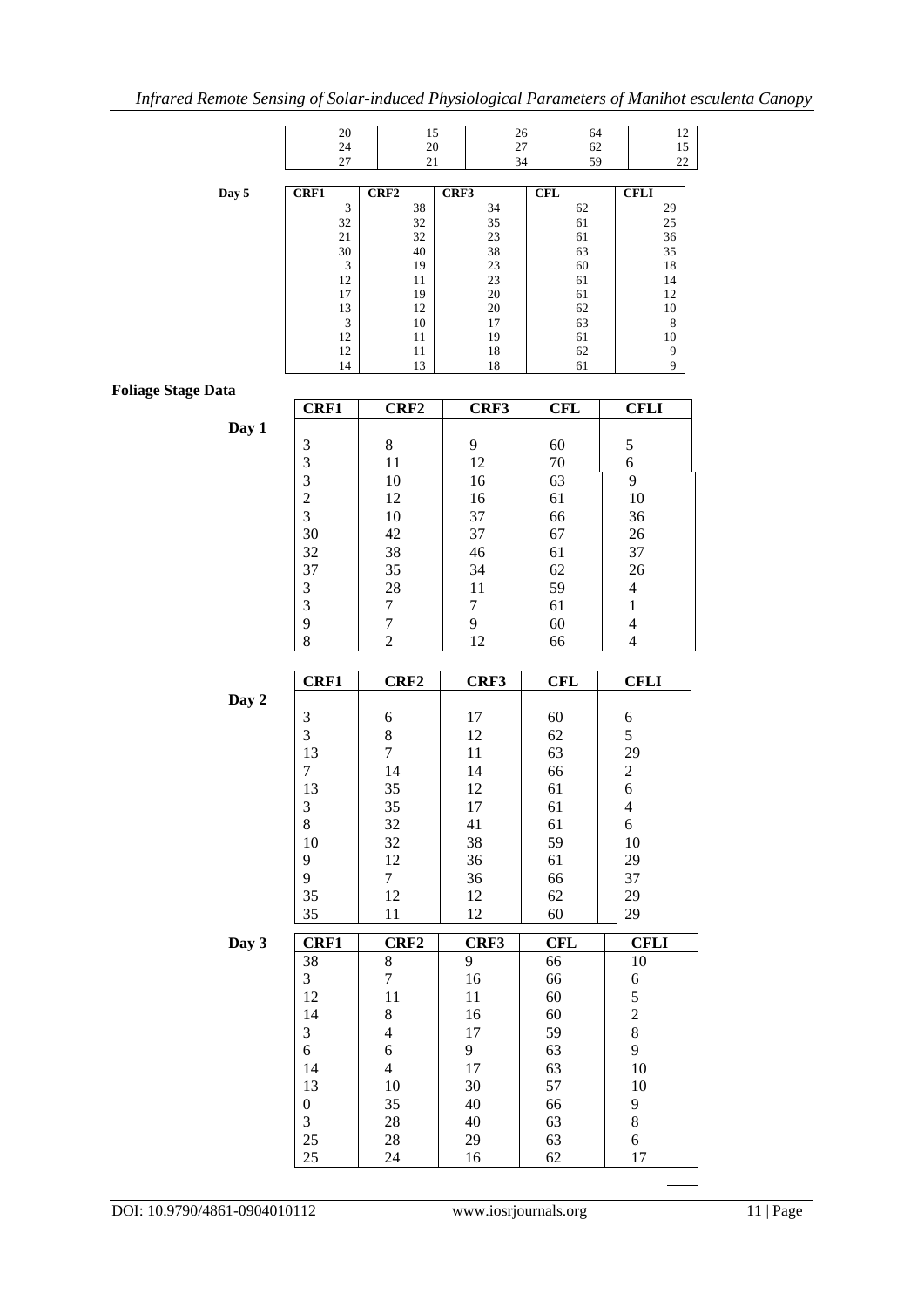| | | | | |
|---|---|---|---|---|
| 20 | 15 | 26 | 64 | 12 |
| 24 | 20 | 27 | 62 | 15 |
| 27 | 21 | 34 | 59 | 22 |

**Day 5**

| CRF1 | CRF2 | CRF3 | CFL | CFLI |
|---|---|---|---|---|
| 3 | 38 | 34 | 62 | 29 |
| 32 | 32 | 35 | 61 | 25 |
| 21 | 32 | 23 | 61 | 36 |
| 30 | 40 | 38 | 63 | 35 |
| 3 | 19 | 23 | 60 | 18 |
| 12 | 11 | 23 | 61 | 14 |
| 17 | 19 | 20 | 61 | 12 |
| 13 | 12 | 20 | 62 | 10 |
| 3 | 10 | 17 | 63 | 8 |
| 12 | 11 | 19 | 61 | 10 |
| 12 | 11 | 18 | 62 | 9 |
| 14 | 13 | 18 | 61 | 9 |

**Foliage Stage Data**

**Day 1**

| CRF1 | CRF2 | CRF3 | CFL | CFLI |
|---|---|---|---|---|
| 3 | 8 | 9 | 60 | 5 |
| 3 | 11 | 12 | 70 | 6 |
| 3 | 10 | 16 | 63 | 9 |
| 2 | 12 | 16 | 61 | 10 |
| 3 | 10 | 37 | 66 | 36 |
| 30 | 42 | 37 | 67 | 26 |
| 32 | 38 | 46 | 61 | 37 |
| 37 | 35 | 34 | 62 | 26 |
| 3 | 28 | 11 | 59 | 4 |
| 3 | 7 | 7 | 61 | 1 |
| 9 | 7 | 9 | 60 | 4 |
| 8 | 2 | 12 | 66 | 4 |

**Day 2**

| CRF1 | CRF2 | CRF3 | CFL | CFLI |
|---|---|---|---|---|
| 3 | 6 | 17 | 60 | 6 |
| 3 | 8 | 12 | 62 | 5 |
| 13 | 7 | 11 | 63 | 29 |
| 7 | 14 | 14 | 66 | 2 |
| 13 | 35 | 12 | 61 | 6 |
| 3 | 35 | 17 | 61 | 4 |
| 8 | 32 | 41 | 61 | 6 |
| 10 | 32 | 38 | 59 | 10 |
| 9 | 12 | 36 | 61 | 29 |
| 9 | 7 | 36 | 66 | 37 |
| 35 | 12 | 12 | 62 | 29 |
| 35 | 11 | 12 | 60 | 29 |

**Day 3**

| CRF1 | CRF2 | CRF3 | CFL | CFLI |
|---|---|---|---|---|
| 38 | 8 | 9 | 66 | 10 |
| 3 | 7 | 16 | 66 | 6 |
| 12 | 11 | 11 | 60 | 5 |
| 14 | 8 | 16 | 60 | 2 |
| 3 | 4 | 17 | 59 | 8 |
| 6 | 6 | 9 | 63 | 9 |
| 14 | 4 | 17 | 63 | 10 |
| 13 | 10 | 30 | 57 | 10 |
| 0 | 35 | 40 | 66 | 9 |
| 3 | 28 | 40 | 63 | 8 |
| 25 | 28 | 29 | 63 | 6 |
| 25 | 24 | 16 | 62 | 17 |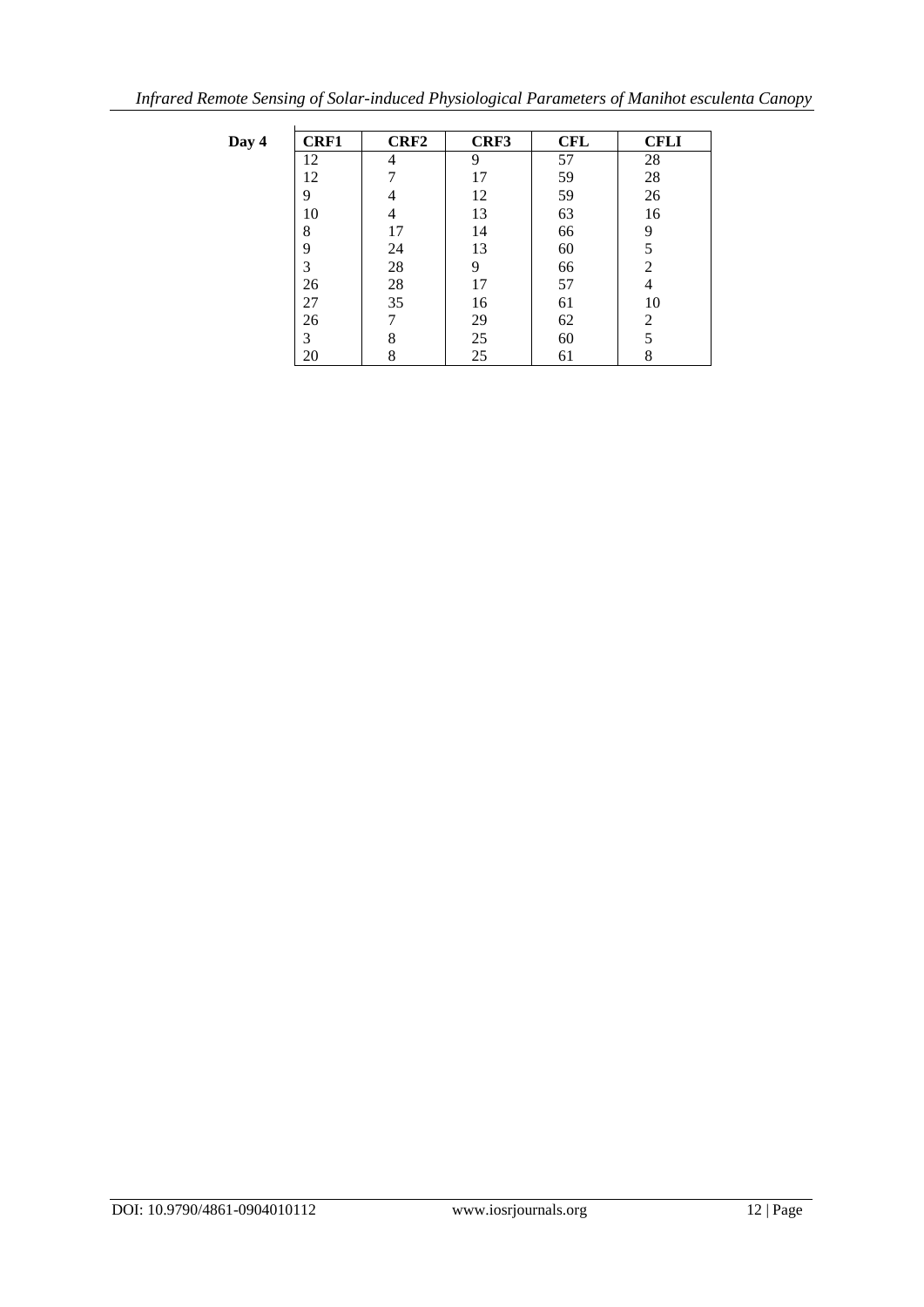**Day 4**

| CRF1 | CRF2 | CRF3 | CFL | CFLI |
|---|---|---|---|---|
| 12 | 4 | 9 | 57 | 28 |
| 12 | 7 | 17 | 59 | 28 |
| 9 | 4 | 12 | 59 | 26 |
| 10 | 4 | 13 | 63 | 16 |
| 8 | 17 | 14 | 66 | 9 |
| 9 | 24 | 13 | 60 | 5 |
| 3 | 28 | 9 | 66 | 2 |
| 26 | 28 | 17 | 57 | 4 |
| 27 | 35 | 16 | 61 | 10 |
| 26 | 7 | 29 | 62 | 2 |
| 3 | 8 | 25 | 60 | 5 |
| 20 | 8 | 25 | 61 | 8 |